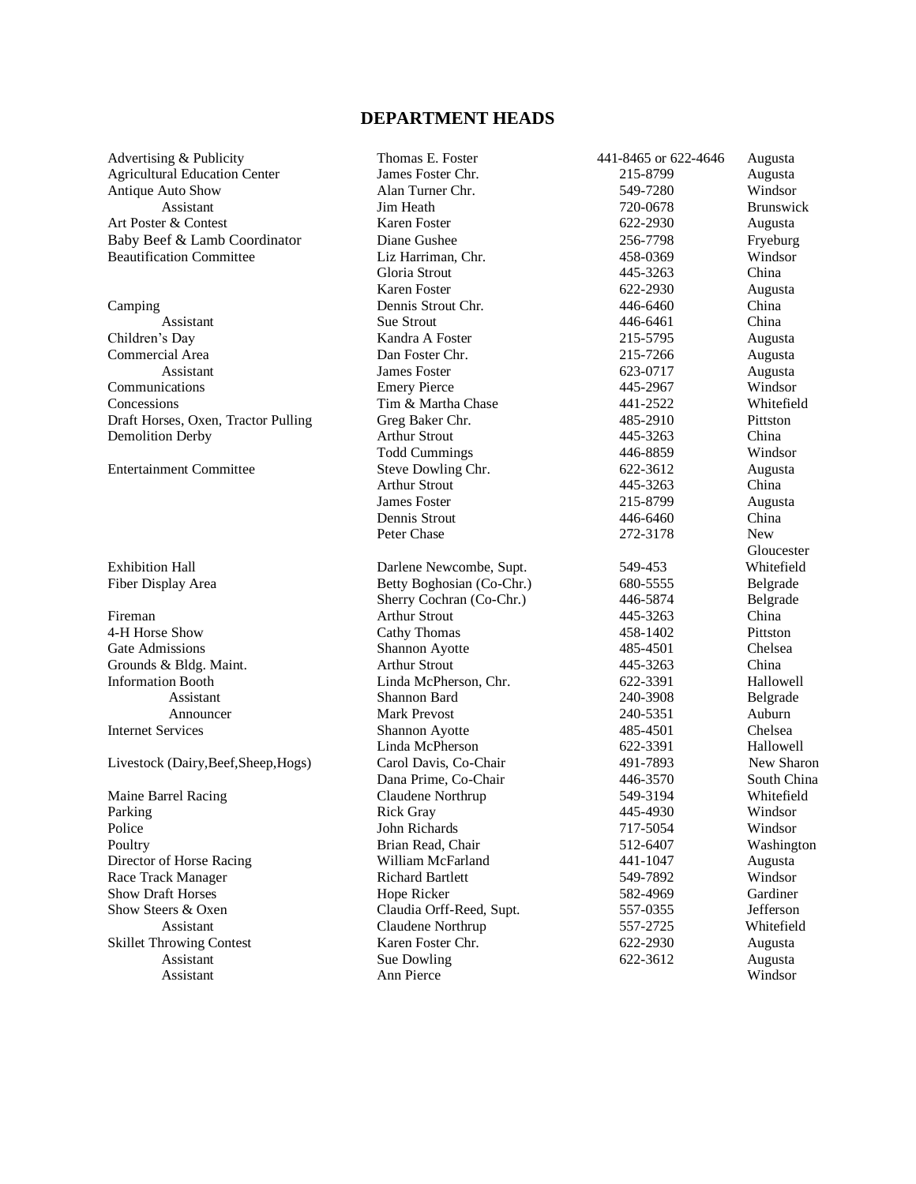# DEPARTMENT HEADS

| Department | Name | Phone | Town |
|---|---|---|---|
| Advertising & Publicity | Thomas E. Foster | 441-8465 or 622-4646 | Augusta |
| Agricultural Education Center | James Foster Chr. | 215-8799 | Augusta |
| Antique Auto Show | Alan Turner Chr. | 549-7280 | Windsor |
| Assistant | Jim Heath | 720-0678 | Brunswick |
| Art Poster & Contest | Karen Foster | 622-2930 | Augusta |
| Baby Beef & Lamb Coordinator | Diane Gushee | 256-7798 | Fryeburg |
| Beautification Committee | Liz Harriman, Chr. | 458-0369 | Windsor |
| | Gloria Strout | 445-3263 | China |
| | Karen Foster | 622-2930 | Augusta |
| Camping | Dennis Strout Chr. | 446-6460 | China |
| Assistant | Sue Strout | 446-6461 | China |
| Children's Day | Kandra A Foster | 215-5795 | Augusta |
| Commercial Area | Dan Foster Chr. | 215-7266 | Augusta |
| Assistant | James Foster | 623-0717 | Augusta |
| Communications | Emery Pierce | 445-2967 | Windsor |
| Concessions | Tim & Martha Chase | 441-2522 | Whitefield |
| Draft Horses, Oxen, Tractor Pulling | Greg Baker Chr. | 485-2910 | Pittston |
| Demolition Derby | Arthur Strout | 445-3263 | China |
| | Todd Cummings | 446-8859 | Windsor |
| Entertainment Committee | Steve Dowling Chr. | 622-3612 | Augusta |
| | Arthur Strout | 445-3263 | China |
| | James Foster | 215-8799 | Augusta |
| | Dennis Strout | 446-6460 | China |
| | Peter Chase | 272-3178 | New Gloucester |
| Exhibition Hall | Darlene Newcombe, Supt. | 549-453 | Whitefield |
| Fiber Display Area | Betty Boghosian (Co-Chr.) | 680-5555 | Belgrade |
| | Sherry Cochran (Co-Chr.) | 446-5874 | Belgrade |
| Fireman | Arthur Strout | 445-3263 | China |
| 4-H Horse Show | Cathy Thomas | 458-1402 | Pittston |
| Gate Admissions | Shannon Ayotte | 485-4501 | Chelsea |
| Grounds & Bldg. Maint. | Arthur Strout | 445-3263 | China |
| Information Booth | Linda McPherson, Chr. | 622-3391 | Hallowell |
| Assistant | Shannon Bard | 240-3908 | Belgrade |
| Announcer | Mark Prevost | 240-5351 | Auburn |
| Internet Services | Shannon Ayotte | 485-4501 | Chelsea |
| | Linda McPherson | 622-3391 | Hallowell |
| Livestock (Dairy,Beef,Sheep,Hogs) | Carol Davis, Co-Chair | 491-7893 | New Sharon |
| | Dana Prime, Co-Chair | 446-3570 | South China |
| Maine Barrel Racing | Claudene Northrup | 549-3194 | Whitefield |
| Parking | Rick Gray | 445-4930 | Windsor |
| Police | John Richards | 717-5054 | Windsor |
| Poultry | Brian Read, Chair | 512-6407 | Washington |
| Director of Horse Racing | William McFarland | 441-1047 | Augusta |
| Race Track Manager | Richard Bartlett | 549-7892 | Windsor |
| Show Draft Horses | Hope Ricker | 582-4969 | Gardiner |
| Show Steers & Oxen | Claudia Orff-Reed, Supt. | 557-0355 | Jefferson |
| Assistant | Claudene Northrup | 557-2725 | Whitefield |
| Skillet Throwing Contest | Karen Foster Chr. | 622-2930 | Augusta |
| Assistant | Sue Dowling | 622-3612 | Augusta |
| Assistant | Ann Pierce | | Windsor |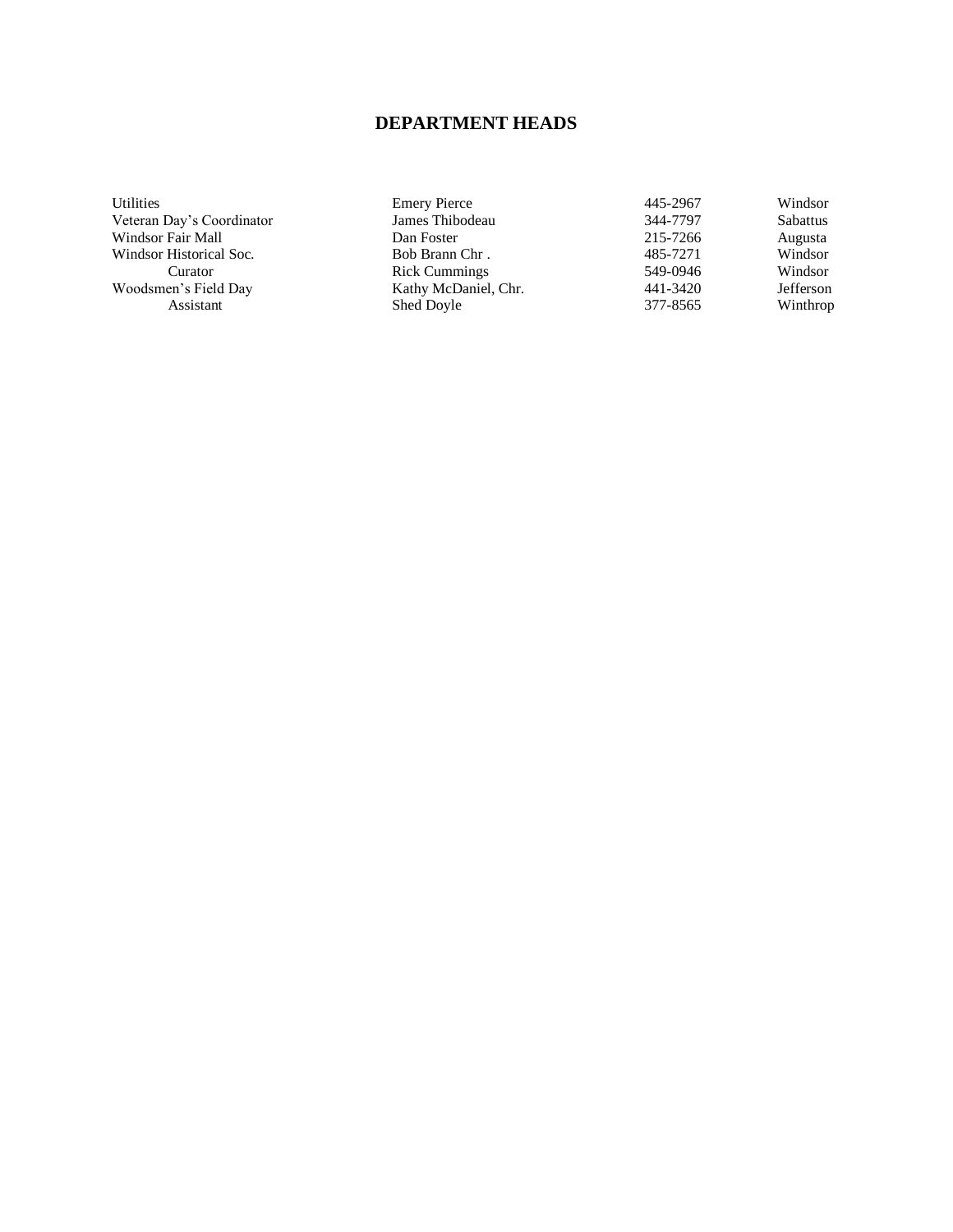# DEPARTMENT HEADS

| | | | |
|---|---|---|---|
| Utilities | Emery Pierce | 445-2967 | Windsor |
| Veteran Day's Coordinator | James Thibodeau | 344-7797 | Sabattus |
| Windsor Fair Mall | Dan Foster | 215-7266 | Augusta |
| Windsor Historical Soc. | Bob Brann Chr . | 485-7271 | Windsor |
| Curator | Rick Cummings | 549-0946 | Windsor |
| Woodsmen's Field Day | Kathy McDaniel, Chr. | 441-3420 | Jefferson |
| Assistant | Shed Doyle | 377-8565 | Winthrop |